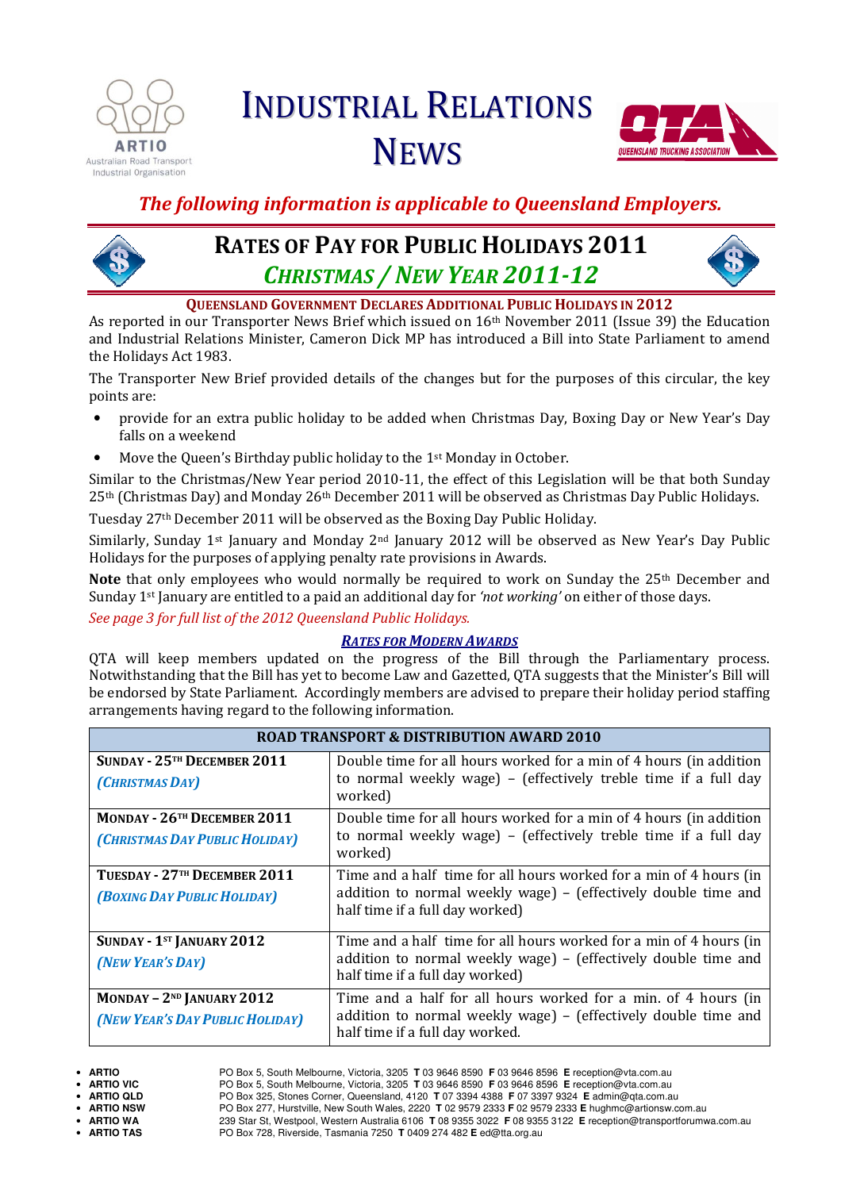# INDUSTRIAL RELATIONS NEWS

ARTIO Australian Road Transport Industrial Organisation

QTA QUEENSLAND TRUCKING ASSOCIATION

***The following information is applicable to Queensland Employers.***

## RATES OF PAY FOR PUBLIC HOLIDAYS 2011

## *CHRISTMAS / NEW YEAR 2011-12*

### QUEENSLAND GOVERNMENT DECLARES ADDITIONAL PUBLIC HOLIDAYS IN 2012

As reported in our Transporter News Brief which issued on 16th November 2011 (Issue 39) the Education and Industrial Relations Minister, Cameron Dick MP has introduced a Bill into State Parliament to amend the Holidays Act 1983.

The Transporter New Brief provided details of the changes but for the purposes of this circular, the key points are:

- provide for an extra public holiday to be added when Christmas Day, Boxing Day or New Year's Day falls on a weekend
- Move the Queen's Birthday public holiday to the 1st Monday in October.

Similar to the Christmas/New Year period 2010-11, the effect of this Legislation will be that both Sunday 25th (Christmas Day) and Monday 26th December 2011 will be observed as Christmas Day Public Holidays.

Tuesday 27th December 2011 will be observed as the Boxing Day Public Holiday.

Similarly, Sunday 1st January and Monday 2nd January 2012 will be observed as New Year's Day Public Holidays for the purposes of applying penalty rate provisions in Awards.

**Note** that only employees who would normally be required to work on Sunday the 25th December and Sunday 1st January are entitled to a paid an additional day for *'not working'* on either of those days.

*See page 3 for full list of the 2012 Queensland Public Holidays.*

### *RATES FOR MODERN AWARDS*

QTA will keep members updated on the progress of the Bill through the Parliamentary process. Notwithstanding that the Bill has yet to become Law and Gazetted, QTA suggests that the Minister's Bill will be endorsed by State Parliament. Accordingly members are advised to prepare their holiday period staffing arrangements having regard to the following information.

| ROAD TRANSPORT & DISTRIBUTION AWARD 2010 | |
|---|---|
| **SUNDAY - 25TH DECEMBER 2011** *(CHRISTMAS DAY)* | Double time for all hours worked for a min of 4 hours (in addition to normal weekly wage) – (effectively treble time if a full day worked) |
| **MONDAY - 26TH DECEMBER 2011** *(CHRISTMAS DAY PUBLIC HOLIDAY)* | Double time for all hours worked for a min of 4 hours (in addition to normal weekly wage) – (effectively treble time if a full day worked) |
| **TUESDAY - 27TH DECEMBER 2011** *(BOXING DAY PUBLIC HOLIDAY)* | Time and a half time for all hours worked for a min of 4 hours (in addition to normal weekly wage) – (effectively double time and half time if a full day worked) |
| **SUNDAY - 1ST JANUARY 2012** *(NEW YEAR'S DAY)* | Time and a half time for all hours worked for a min of 4 hours (in addition to normal weekly wage) – (effectively double time and half time if a full day worked) |
| **MONDAY – 2ND JANUARY 2012** *(NEW YEAR'S DAY PUBLIC HOLIDAY)* | Time and a half for all hours worked for a min. of 4 hours (in addition to normal weekly wage) – (effectively double time and half time if a full day worked. |

- **ARTIO** PO Box 5, South Melbourne, Victoria, 3205 **T** 03 9646 8590 **F** 03 9646 8596 **E** reception@vta.com.au
- **ARTIO VIC** PO Box 5, South Melbourne, Victoria, 3205 **T** 03 9646 8590 **F** 03 9646 8596 **E** reception@vta.com.au
- **ARTIO QLD** PO Box 325, Stones Corner, Queensland, 4120 **T** 07 3394 4388 **F** 07 3397 9324 **E** admin@qta.com.au
- **ARTIO NSW** PO Box 277, Hurstville, New South Wales, 2220 **T** 02 9579 2333 **F** 02 9579 2333 **E** hughmc@artionsw.com.au
- **ARTIO WA** 239 Star St, Westpool, Western Australia 6106 **T** 08 9355 3022 **F** 08 9355 3122 **E** reception@transportforumwa.com.au
- **ARTIO TAS** PO Box 728, Riverside, Tasmania 7250 **T** 0409 274 482 **E** ed@tta.org.au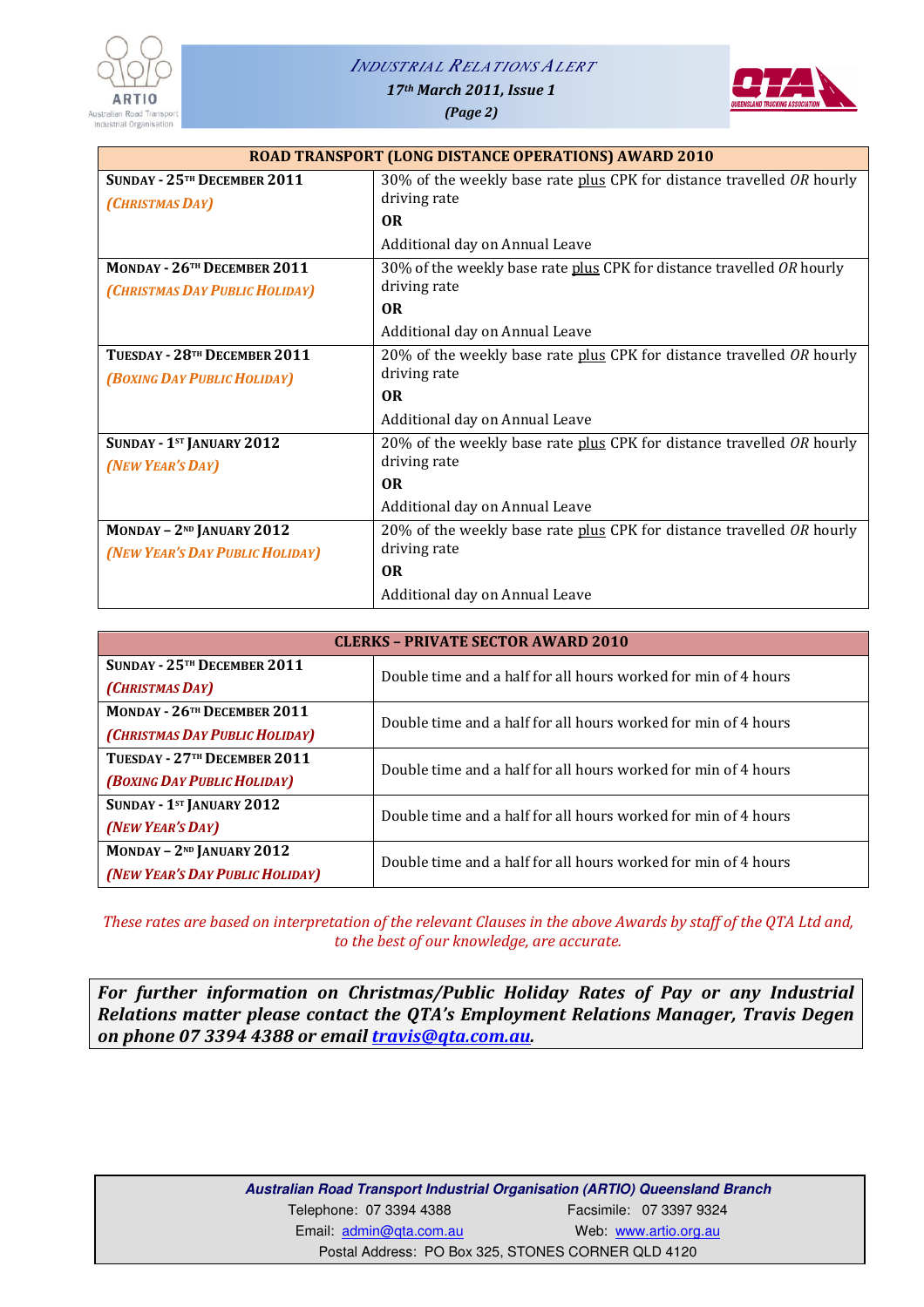| ROAD TRANSPORT (LONG DISTANCE OPERATIONS) AWARD 2010 | |
|---|---|
| **SUNDAY - 25TH DECEMBER 2011** *(CHRISTMAS DAY)* | 30% of the weekly base rate plus CPK for distance travelled *OR* hourly driving rate **OR** Additional day on Annual Leave |
| **MONDAY - 26TH DECEMBER 2011** *(CHRISTMAS DAY PUBLIC HOLIDAY)* | 30% of the weekly base rate plus CPK for distance travelled *OR* hourly driving rate **OR** Additional day on Annual Leave |
| **TUESDAY - 28TH DECEMBER 2011** *(BOXING DAY PUBLIC HOLIDAY)* | 20% of the weekly base rate plus CPK for distance travelled *OR* hourly driving rate **OR** Additional day on Annual Leave |
| **SUNDAY - 1ST JANUARY 2012** *(NEW YEAR'S DAY)* | 20% of the weekly base rate plus CPK for distance travelled *OR* hourly driving rate **OR** Additional day on Annual Leave |
| **MONDAY – 2ND JANUARY 2012** *(NEW YEAR'S DAY PUBLIC HOLIDAY)* | 20% of the weekly base rate plus CPK for distance travelled *OR* hourly driving rate **OR** Additional day on Annual Leave |

| CLERKS – PRIVATE SECTOR AWARD 2010 | |
|---|---|
| **SUNDAY - 25TH DECEMBER 2011** *(CHRISTMAS DAY)* | Double time and a half for all hours worked for min of 4 hours |
| **MONDAY - 26TH DECEMBER 2011** *(CHRISTMAS DAY PUBLIC HOLIDAY)* | Double time and a half for all hours worked for min of 4 hours |
| **TUESDAY - 27TH DECEMBER 2011** *(BOXING DAY PUBLIC HOLIDAY)* | Double time and a half for all hours worked for min of 4 hours |
| **SUNDAY - 1ST JANUARY 2012** *(NEW YEAR'S DAY)* | Double time and a half for all hours worked for min of 4 hours |
| **MONDAY – 2ND JANUARY 2012** *(NEW YEAR'S DAY PUBLIC HOLIDAY)* | Double time and a half for all hours worked for min of 4 hours |

*These rates are based on interpretation of the relevant Clauses in the above Awards by staff of the QTA Ltd and, to the best of our knowledge, are accurate.*

***For further information on Christmas/Public Holiday Rates of Pay or any Industrial Relations matter please contact the QTA's Employment Relations Manager, Travis Degen on phone 07 3394 4388 or email travis@qta.com.au.***

**Australian Road Transport Industrial Organisation (ARTIO) Queensland Branch**
Telephone: 07 3394 4388 Facsimile: 07 3397 9324
Email: admin@qta.com.au Web: www.artio.org.au
Postal Address: PO Box 325, STONES CORNER QLD 4120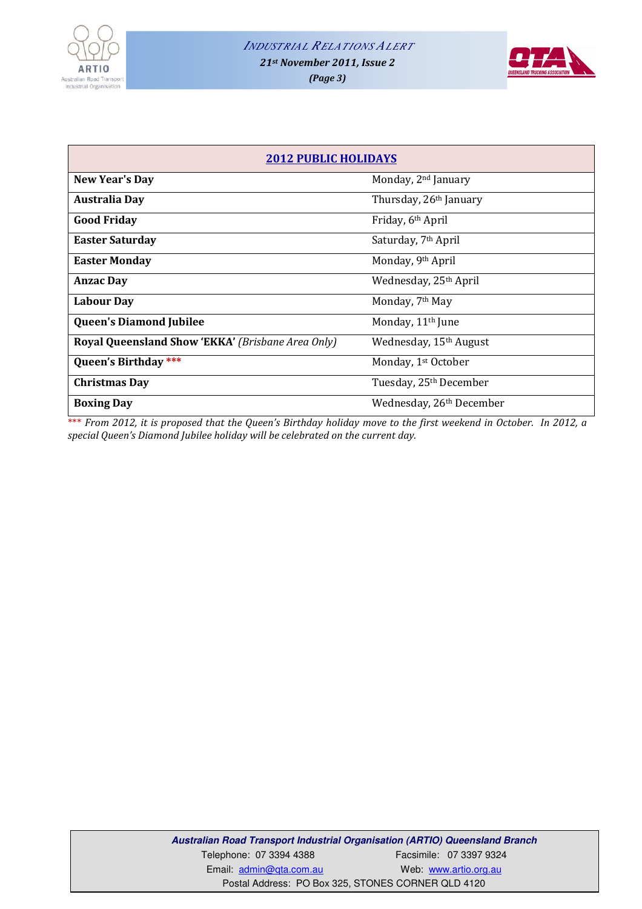| 2012 PUBLIC HOLIDAYS | |
|---|---|
| **New Year's Day** | Monday, 2nd January |
| **Australia Day** | Thursday, 26th January |
| **Good Friday** | Friday, 6th April |
| **Easter Saturday** | Saturday, 7th April |
| **Easter Monday** | Monday, 9th April |
| **Anzac Day** | Wednesday, 25th April |
| **Labour Day** | Monday, 7th May |
| **Queen's Diamond Jubilee** | Monday, 11th June |
| **Royal Queensland Show 'EKKA'** *(Brisbane Area Only)* | Wednesday, 15th August |
| **Queen's Birthday** *** | Monday, 1st October |
| **Christmas Day** | Tuesday, 25th December |
| **Boxing Day** | Wednesday, 26th December |

*** *From 2012, it is proposed that the Queen's Birthday holiday move to the first weekend in October. In 2012, a special Queen's Diamond Jubilee holiday will be celebrated on the current day.*

***Australian Road Transport Industrial Organisation (ARTIO) Queensland Branch***

Telephone: 07 3394 4388 Facsimile: 07 3397 9324

Email: admin@qta.com.au Web: www.artio.org.au

Postal Address: PO Box 325, STONES CORNER QLD 4120